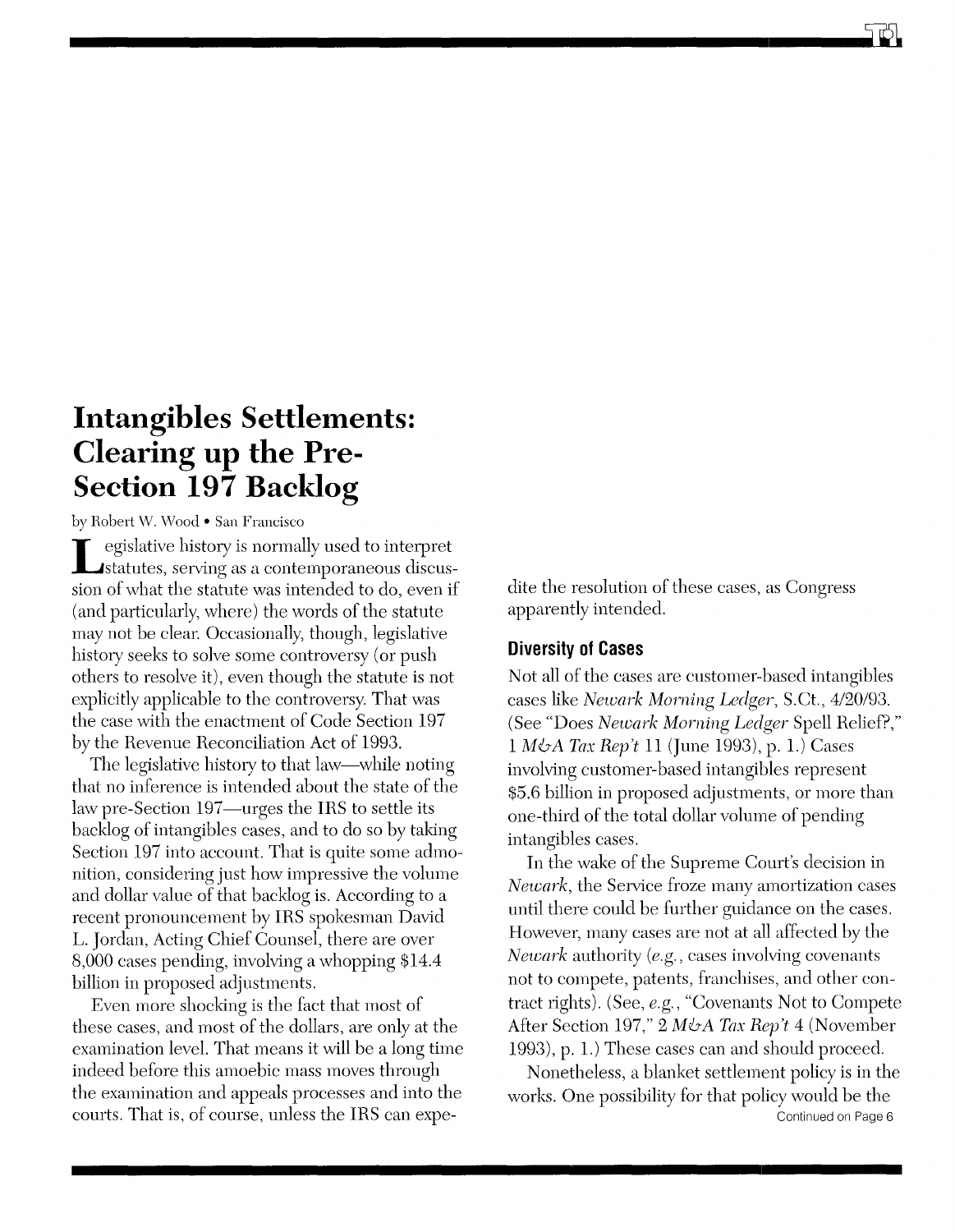# Intangibles Settlements: Clearing up the Pre-Section 197 Backlog

by Robert W. Wood • San Francisco

Legislative history is normally used to interpret statutes, serving as a contemporaneous discussion of what the statute was intended to do, even if (and particularly, where) the words of the statute may not be clear. Occasionally, though, legislative history seeks to solve some controversy (or push others to resolve it), even though the statute is not explicitly applicable to the controversy. That was the case with the enactment of Code Section 197 by the Revenue Reconciliation Act of 1993.

The legislative history to that law—while noting that no inference is intended about the state of the law pre-Section 197—urges the IRS to settle its backlog of intangibles cases, and to do so by taking Section 197 into account. That is quite some admonition, considering just how impressive the volume and dollar value of that backlog is. According to a recent pronouncement by IRS spokesman David L. Jordan, Acting Chief Counsel, there are over 8,000 cases pending, involving a whopping $14.4 billion in proposed adjustments.

Even more shocking is the fact that most of these cases, and most of the dollars, are only at the examination level. That means it will be a long time indeed before this amoebic mass moves through the examination and appeals processes and into the courts. That is, of course, unless the IRS can expedite the resolution of these cases, as Congress apparently intended.

## Diversity of Cases

Not all of the cases are customer-based intangibles cases like *Newark Morning Ledger*, S.Ct., 4/20/93. (See "Does *Newark Morning Ledger* Spell Relief?," 1 *M&A Tax Rep't* 11 (June 1993), p. 1.) Cases involving customer-based intangibles represent $5.6 billion in proposed adjustments, or more than one-third of the total dollar volume of pending intangibles cases.

In the wake of the Supreme Court's decision in *Newark*, the Service froze many amortization cases until there could be further guidance on the cases. However, many cases are not at all affected by the *Newark* authority (*e.g.*, cases involving covenants not to compete, patents, franchises, and other contract rights). (See, *e.g.*, "Covenants Not to Compete After Section 197," 2 *M&A Tax Rep't* 4 (November 1993), p. 1.) These cases can and should proceed.

Nonetheless, a blanket settlement policy is in the works. One possibility for that policy would be the

Continued on Page 6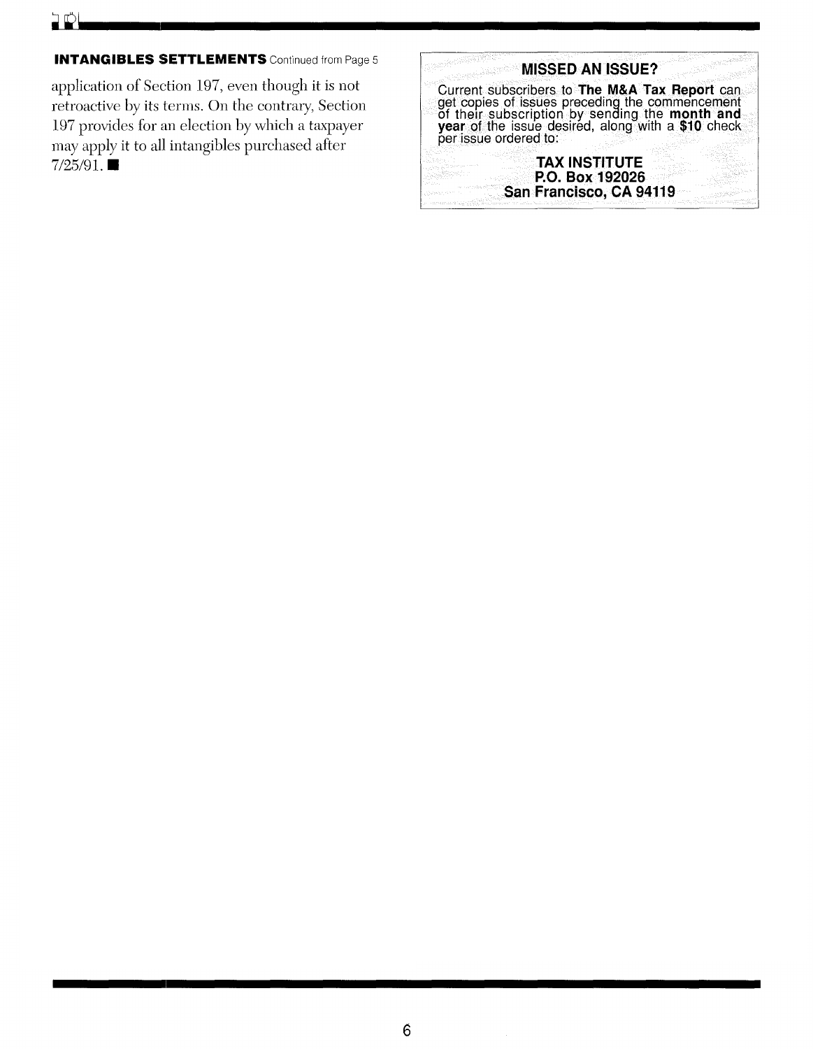**INTANGIBLES SETTLEMENTS** Continued from Page 5

application of Section 197, even though it is not retroactive by its terms. On the contrary, Section 197 provides for an election by which a taxpayer may apply it to all intangibles purchased after 7/25/91. ■

**MISSED AN ISSUE?**

Current subscribers to **The M&A Tax Report** can get copies of issues preceding the commencement of their subscription by sending the **month and year** of the issue desired, along with a **$10** check per issue ordered to:

**TAX INSTITUTE**
**P.O. Box 192026**
**San Francisco, CA 94119**